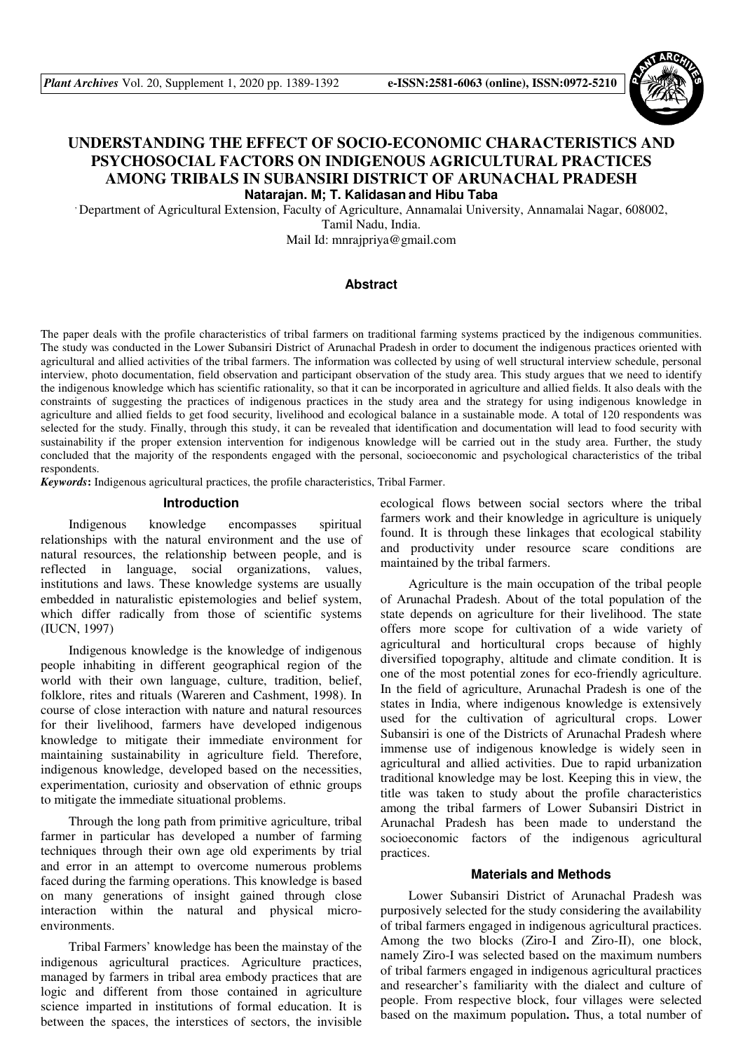# UNDERSTANDING THE EFFECT OF SOCIO-ECONOMIC CHARACTERISTICS AND PSYCHOSOCIAL FACTORS ON INDIGENOUS AGRICULTURAL PRACTICES AMONG TRIBALS IN SUBANSIRI DISTRICT OF ARUNACHAL PRADESH

**Natarajan. M; T. Kalidasan and Hibu Taba**

Department of Agricultural Extension, Faculty of Agriculture, Annamalai University, Annamalai Nagar, 608002, Tamil Nadu, India.

Mail Id: mnrajpriya@gmail.com

## Abstract

The paper deals with the profile characteristics of tribal farmers on traditional farming systems practiced by the indigenous communities. The study was conducted in the Lower Subansiri District of Arunachal Pradesh in order to document the indigenous practices oriented with agricultural and allied activities of the tribal farmers. The information was collected by using of well structural interview schedule, personal interview, photo documentation, field observation and participant observation of the study area. This study argues that we need to identify the indigenous knowledge which has scientific rationality, so that it can be incorporated in agriculture and allied fields. It also deals with the constraints of suggesting the practices of indigenous practices in the study area and the strategy for using indigenous knowledge in agriculture and allied fields to get food security, livelihood and ecological balance in a sustainable mode. A total of 120 respondents was selected for the study. Finally, through this study, it can be revealed that identification and documentation will lead to food security with sustainability if the proper extension intervention for indigenous knowledge will be carried out in the study area. Further, the study concluded that the majority of the respondents engaged with the personal, socioeconomic and psychological characteristics of the tribal respondents.

***Keywords*:** Indigenous agricultural practices, the profile characteristics, Tribal Farmer.

## Introduction

Indigenous knowledge encompasses spiritual relationships with the natural environment and the use of natural resources, the relationship between people, and is reflected in language, social organizations, values, institutions and laws. These knowledge systems are usually embedded in naturalistic epistemologies and belief system, which differ radically from those of scientific systems (IUCN, 1997)

Indigenous knowledge is the knowledge of indigenous people inhabiting in different geographical region of the world with their own language, culture, tradition, belief, folklore, rites and rituals (Wareren and Cashment, 1998). In course of close interaction with nature and natural resources for their livelihood, farmers have developed indigenous knowledge to mitigate their immediate environment for maintaining sustainability in agriculture field. Therefore, indigenous knowledge, developed based on the necessities, experimentation, curiosity and observation of ethnic groups to mitigate the immediate situational problems.

Through the long path from primitive agriculture, tribal farmer in particular has developed a number of farming techniques through their own age old experiments by trial and error in an attempt to overcome numerous problems faced during the farming operations. This knowledge is based on many generations of insight gained through close interaction within the natural and physical micro-environments.

Tribal Farmers' knowledge has been the mainstay of the indigenous agricultural practices. Agriculture practices, managed by farmers in tribal area embody practices that are logic and different from those contained in agriculture science imparted in institutions of formal education. It is between the spaces, the interstices of sectors, the invisible ecological flows between social sectors where the tribal farmers work and their knowledge in agriculture is uniquely found. It is through these linkages that ecological stability and productivity under resource scare conditions are maintained by the tribal farmers.

Agriculture is the main occupation of the tribal people of Arunachal Pradesh. About of the total population of the state depends on agriculture for their livelihood. The state offers more scope for cultivation of a wide variety of agricultural and horticultural crops because of highly diversified topography, altitude and climate condition. It is one of the most potential zones for eco-friendly agriculture. In the field of agriculture, Arunachal Pradesh is one of the states in India, where indigenous knowledge is extensively used for the cultivation of agricultural crops. Lower Subansiri is one of the Districts of Arunachal Pradesh where immense use of indigenous knowledge is widely seen in agricultural and allied activities. Due to rapid urbanization traditional knowledge may be lost. Keeping this in view, the title was taken to study about the profile characteristics among the tribal farmers of Lower Subansiri District in Arunachal Pradesh has been made to understand the socioeconomic factors of the indigenous agricultural practices.

## Materials and Methods

Lower Subansiri District of Arunachal Pradesh was purposively selected for the study considering the availability of tribal farmers engaged in indigenous agricultural practices. Among the two blocks (Ziro-I and Ziro-II), one block, namely Ziro-I was selected based on the maximum numbers of tribal farmers engaged in indigenous agricultural practices and researcher's familiarity with the dialect and culture of people. From respective block, four villages were selected based on the maximum population**.** Thus, a total number of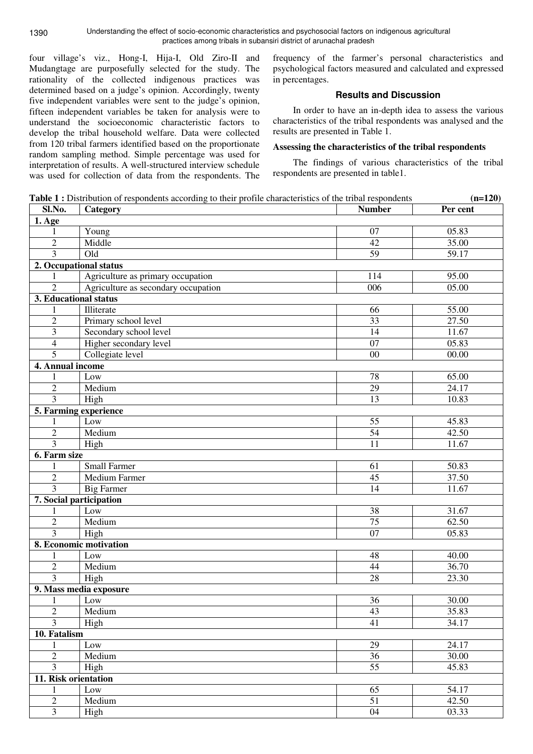four village's viz., Hong-I, Hija-I, Old Ziro-II and Mudangtage are purposefully selected for the study. The rationality of the collected indigenous practices was determined based on a judge's opinion. Accordingly, twenty five independent variables were sent to the judge's opinion, fifteen independent variables be taken for analysis were to understand the socioeconomic characteristic factors to develop the tribal household welfare. Data were collected from 120 tribal farmers identified based on the proportionate random sampling method. Simple percentage was used for interpretation of results. A well-structured interview schedule was used for collection of data from the respondents. The frequency of the farmer's personal characteristics and psychological factors measured and calculated and expressed in percentages.

## Results and Discussion

In order to have an in-depth idea to assess the various characteristics of the tribal respondents was analysed and the results are presented in Table 1.

### Assessing the characteristics of the tribal respondents

The findings of various characteristics of the tribal respondents are presented in table1.

**Table 1 :** Distribution of respondents according to their profile characteristics of the tribal respondents **(n=120)**

| Sl.No. | Category | Number | Per cent |
|---|---|---|---|
| **1. Age** | | | |
| 1 | Young | 07 | 05.83 |
| 2 | Middle | 42 | 35.00 |
| 3 | Old | 59 | 59.17 |
| **2. Occupational status** | | | |
| 1 | Agriculture as primary occupation | 114 | 95.00 |
| 2 | Agriculture as secondary occupation | 006 | 05.00 |
| **3. Educational status** | | | |
| 1 | Illiterate | 66 | 55.00 |
| 2 | Primary school level | 33 | 27.50 |
| 3 | Secondary school level | 14 | 11.67 |
| 4 | Higher secondary level | 07 | 05.83 |
| 5 | Collegiate level | 00 | 00.00 |
| **4. Annual income** | | | |
| 1 | Low | 78 | 65.00 |
| 2 | Medium | 29 | 24.17 |
| 3 | High | 13 | 10.83 |
| **5. Farming experience** | | | |
| 1 | Low | 55 | 45.83 |
| 2 | Medium | 54 | 42.50 |
| 3 | High | 11 | 11.67 |
| **6. Farm size** | | | |
| 1 | Small Farmer | 61 | 50.83 |
| 2 | Medium Farmer | 45 | 37.50 |
| 3 | Big Farmer | 14 | 11.67 |
| **7. Social participation** | | | |
| 1 | Low | 38 | 31.67 |
| 2 | Medium | 75 | 62.50 |
| 3 | High | 07 | 05.83 |
| **8. Economic motivation** | | | |
| 1 | Low | 48 | 40.00 |
| 2 | Medium | 44 | 36.70 |
| 3 | High | 28 | 23.30 |
| **9. Mass media exposure** | | | |
| 1 | Low | 36 | 30.00 |
| 2 | Medium | 43 | 35.83 |
| 3 | High | 41 | 34.17 |
| **10. Fatalism** | | | |
| 1 | Low | 29 | 24.17 |
| 2 | Medium | 36 | 30.00 |
| 3 | High | 55 | 45.83 |
| **11. Risk orientation** | | | |
| 1 | Low | 65 | 54.17 |
| 2 | Medium | 51 | 42.50 |
| 3 | High | 04 | 03.33 |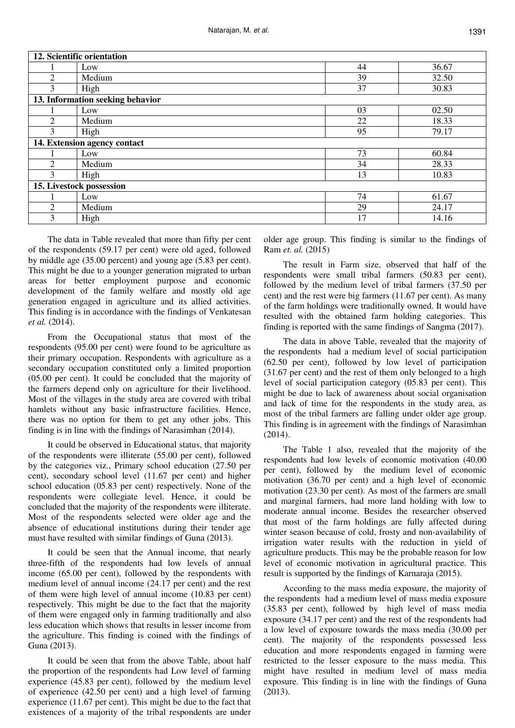| 12. Scientific orientation | | | |
|---|---|---|---|
| 1 | Low | 44 | 36.67 |
| 2 | Medium | 39 | 32.50 |
| 3 | High | 37 | 30.83 |
| **13. Information seeking behavior** | | | |
| 1 | Low | 03 | 02.50 |
| 2 | Medium | 22 | 18.33 |
| 3 | High | 95 | 79.17 |
| **14. Extension agency contact** | | | |
| 1 | Low | 73 | 60.84 |
| 2 | Medium | 34 | 28.33 |
| 3 | High | 13 | 10.83 |
| **15. Livestock possession** | | | |
| 1 | Low | 74 | 61.67 |
| 2 | Medium | 29 | 24.17 |
| 3 | High | 17 | 14.16 |

The data in Table revealed that more than fifty per cent of the respondents (59.17 per cent) were old aged, followed by middle age (35.00 percent) and young age (5.83 per cent). This might be due to a younger generation migrated to urban areas for better employment purpose and economic development of the family welfare and mostly old age generation engaged in agriculture and its allied activities. This finding is in accordance with the findings of Venkatesan *et al.* (2014).

From the Occupational status that most of the respondents (95.00 per cent) were found to be agriculture as their primary occupation. Respondents with agriculture as a secondary occupation constituted only a limited proportion (05.00 per cent). It could be concluded that the majority of the farmers depend only on agriculture for their livelihood. Most of the villages in the study area are covered with tribal hamlets without any basic infrastructure facilities. Hence, there was no option for them to get any other jobs. This finding is in line with the findings of Narasimhan (2014).

It could be observed in Educational status, that majority of the respondents were illiterate (55.00 per cent), followed by the categories viz., Primary school education (27.50 per cent), secondary school level (11.67 per cent) and higher school education (05.83 per cent) respectively. None of the respondents were collegiate level. Hence, it could be concluded that the majority of the respondents were illiterate. Most of the respondents selected were older age and the absence of educational institutions during their tender age must have resulted with similar findings of Guna (2013).

It could be seen that the Annual income, that nearly three-fifth of the respondents had low levels of annual income (65.00 per cent), followed by the respondents with medium level of annual income (24.17 per cent) and the rest of them were high level of annual income (10.83 per cent) respectively. This might be due to the fact that the majority of them were engaged only in farming traditionally and also less education which shows that results in lesser income from the agriculture. This finding is coined with the findings of Guna (2013).

It could be seen that from the above Table, about half the proportion of the respondents had Low level of farming experience (45.83 per cent), followed by the medium level of experience (42.50 per cent) and a high level of farming experience (11.67 per cent). This might be due to the fact that existences of a majority of the tribal respondents are under older age group. This finding is similar to the findings of Ram *et. al.* (2015)

The result in Farm size, observed that half of the respondents were small tribal farmers (50.83 per cent), followed by the medium level of tribal farmers (37.50 per cent) and the rest were big farmers (11.67 per cent). As many of the farm holdings were traditionally owned. It would have resulted with the obtained farm holding categories. This finding is reported with the same findings of Sangma (2017).

The data in above Table, revealed that the majority of the respondents had a medium level of social participation (62.50 per cent), followed by low level of participation (31.67 per cent) and the rest of them only belonged to a high level of social participation category (05.83 per cent). This might be due to lack of awareness about social organisation and lack of time for the respondents in the study area, as most of the tribal farmers are falling under older age group. This finding is in agreement with the findings of Narasimhan (2014).

The Table 1 also, revealed that the majority of the respondents had low levels of economic motivation (40.00 per cent), followed by the medium level of economic motivation (36.70 per cent) and a high level of economic motivation (23.30 per cent). As most of the farmers are small and marginal farmers, had more land holding with low to moderate annual income. Besides the researcher observed that most of the farm holdings are fully affected during winter season because of cold, frosty and non-availability of irrigation water results with the reduction in yield of agriculture products. This may be the probable reason for low level of economic motivation in agricultural practice. This result is supported by the findings of Karnaraja (2015).

According to the mass media exposure, the majority of the respondents had a medium level of mass media exposure (35.83 per cent), followed by high level of mass media exposure (34.17 per cent) and the rest of the respondents had a low level of exposure towards the mass media (30.00 per cent). The majority of the respondents possessed less education and more respondents engaged in farming were restricted to the lesser exposure to the mass media. This might have resulted in medium level of mass media exposure. This finding is in line with the findings of Guna (2013).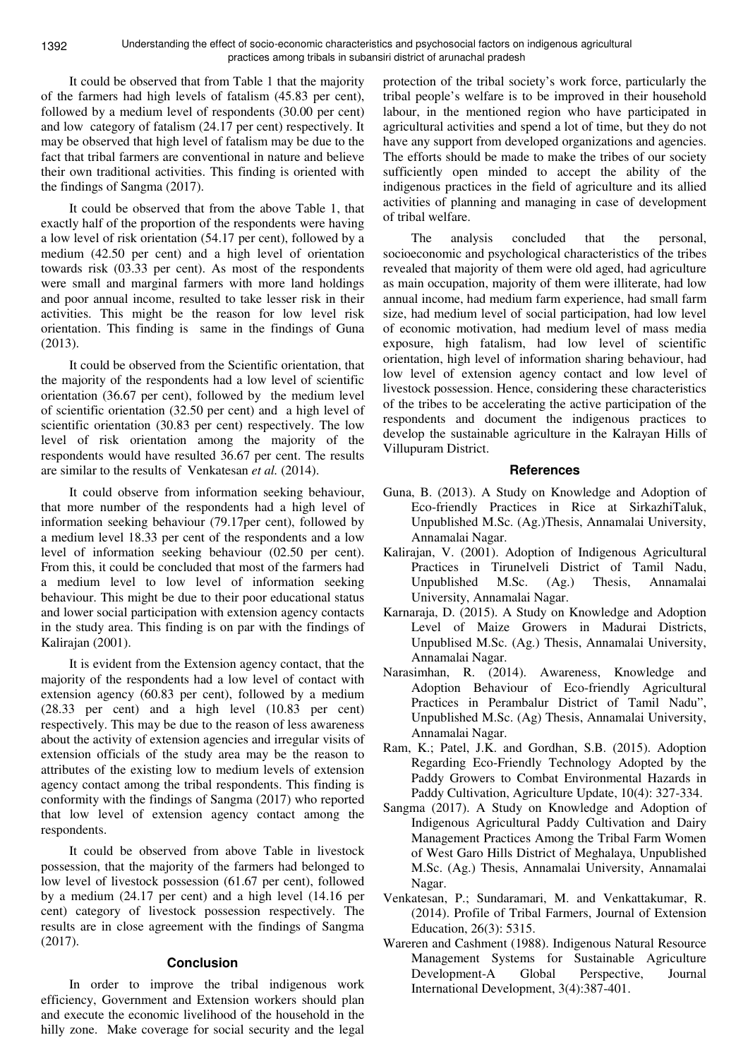It could be observed that from Table 1 that the majority of the farmers had high levels of fatalism (45.83 per cent), followed by a medium level of respondents (30.00 per cent) and low category of fatalism (24.17 per cent) respectively. It may be observed that high level of fatalism may be due to the fact that tribal farmers are conventional in nature and believe their own traditional activities. This finding is oriented with the findings of Sangma (2017).

It could be observed that from the above Table 1, that exactly half of the proportion of the respondents were having a low level of risk orientation (54.17 per cent), followed by a medium (42.50 per cent) and a high level of orientation towards risk (03.33 per cent). As most of the respondents were small and marginal farmers with more land holdings and poor annual income, resulted to take lesser risk in their activities. This might be the reason for low level risk orientation. This finding is same in the findings of Guna (2013).

It could be observed from the Scientific orientation, that the majority of the respondents had a low level of scientific orientation (36.67 per cent), followed by the medium level of scientific orientation (32.50 per cent) and a high level of scientific orientation (30.83 per cent) respectively. The low level of risk orientation among the majority of the respondents would have resulted 36.67 per cent. The results are similar to the results of Venkatesan *et al.* (2014).

It could observe from information seeking behaviour, that more number of the respondents had a high level of information seeking behaviour (79.17per cent), followed by a medium level 18.33 per cent of the respondents and a low level of information seeking behaviour (02.50 per cent). From this, it could be concluded that most of the farmers had a medium level to low level of information seeking behaviour. This might be due to their poor educational status and lower social participation with extension agency contacts in the study area. This finding is on par with the findings of Kalirajan (2001).

It is evident from the Extension agency contact, that the majority of the respondents had a low level of contact with extension agency (60.83 per cent), followed by a medium (28.33 per cent) and a high level (10.83 per cent) respectively. This may be due to the reason of less awareness about the activity of extension agencies and irregular visits of extension officials of the study area may be the reason to attributes of the existing low to medium levels of extension agency contact among the tribal respondents. This finding is conformity with the findings of Sangma (2017) who reported that low level of extension agency contact among the respondents.

It could be observed from above Table in livestock possession, that the majority of the farmers had belonged to low level of livestock possession (61.67 per cent), followed by a medium (24.17 per cent) and a high level (14.16 per cent) category of livestock possession respectively. The results are in close agreement with the findings of Sangma (2017).

## Conclusion

In order to improve the tribal indigenous work efficiency, Government and Extension workers should plan and execute the economic livelihood of the household in the hilly zone. Make coverage for social security and the legal protection of the tribal society's work force, particularly the tribal people's welfare is to be improved in their household labour, in the mentioned region who have participated in agricultural activities and spend a lot of time, but they do not have any support from developed organizations and agencies. The efforts should be made to make the tribes of our society sufficiently open minded to accept the ability of the indigenous practices in the field of agriculture and its allied activities of planning and managing in case of development of tribal welfare.

The analysis concluded that the personal, socioeconomic and psychological characteristics of the tribes revealed that majority of them were old aged, had agriculture as main occupation, majority of them were illiterate, had low annual income, had medium farm experience, had small farm size, had medium level of social participation, had low level of economic motivation, had medium level of mass media exposure, high fatalism, had low level of scientific orientation, high level of information sharing behaviour, had low level of extension agency contact and low level of livestock possession. Hence, considering these characteristics of the tribes to be accelerating the active participation of the respondents and document the indigenous practices to develop the sustainable agriculture in the Kalrayan Hills of Villupuram District.

## References

Guna, B. (2013). A Study on Knowledge and Adoption of Eco-friendly Practices in Rice at SirkazhiTaluk, Unpublished M.Sc. (Ag.)Thesis, Annamalai University, Annamalai Nagar.

Kalirajan, V. (2001). Adoption of Indigenous Agricultural Practices in Tirunelveli District of Tamil Nadu, Unpublished M.Sc. (Ag.) Thesis, Annamalai University, Annamalai Nagar.

Karnaraja, D. (2015). A Study on Knowledge and Adoption Level of Maize Growers in Madurai Districts, Unpublised M.Sc. (Ag.) Thesis, Annamalai University, Annamalai Nagar.

Narasimhan, R. (2014). Awareness, Knowledge and Adoption Behaviour of Eco-friendly Agricultural Practices in Perambalur District of Tamil Nadu", Unpublished M.Sc. (Ag) Thesis, Annamalai University, Annamalai Nagar.

Ram, K.; Patel, J.K. and Gordhan, S.B. (2015). Adoption Regarding Eco-Friendly Technology Adopted by the Paddy Growers to Combat Environmental Hazards in Paddy Cultivation, Agriculture Update, 10(4): 327-334.

Sangma (2017). A Study on Knowledge and Adoption of Indigenous Agricultural Paddy Cultivation and Dairy Management Practices Among the Tribal Farm Women of West Garo Hills District of Meghalaya, Unpublished M.Sc. (Ag.) Thesis, Annamalai University, Annamalai Nagar.

Venkatesan, P.; Sundaramari, M. and Venkattakumar, R. (2014). Profile of Tribal Farmers, Journal of Extension Education, 26(3): 5315.

Wareren and Cashment (1988). Indigenous Natural Resource Management Systems for Sustainable Agriculture Development-A Global Perspective, Journal International Development, 3(4):387-401.